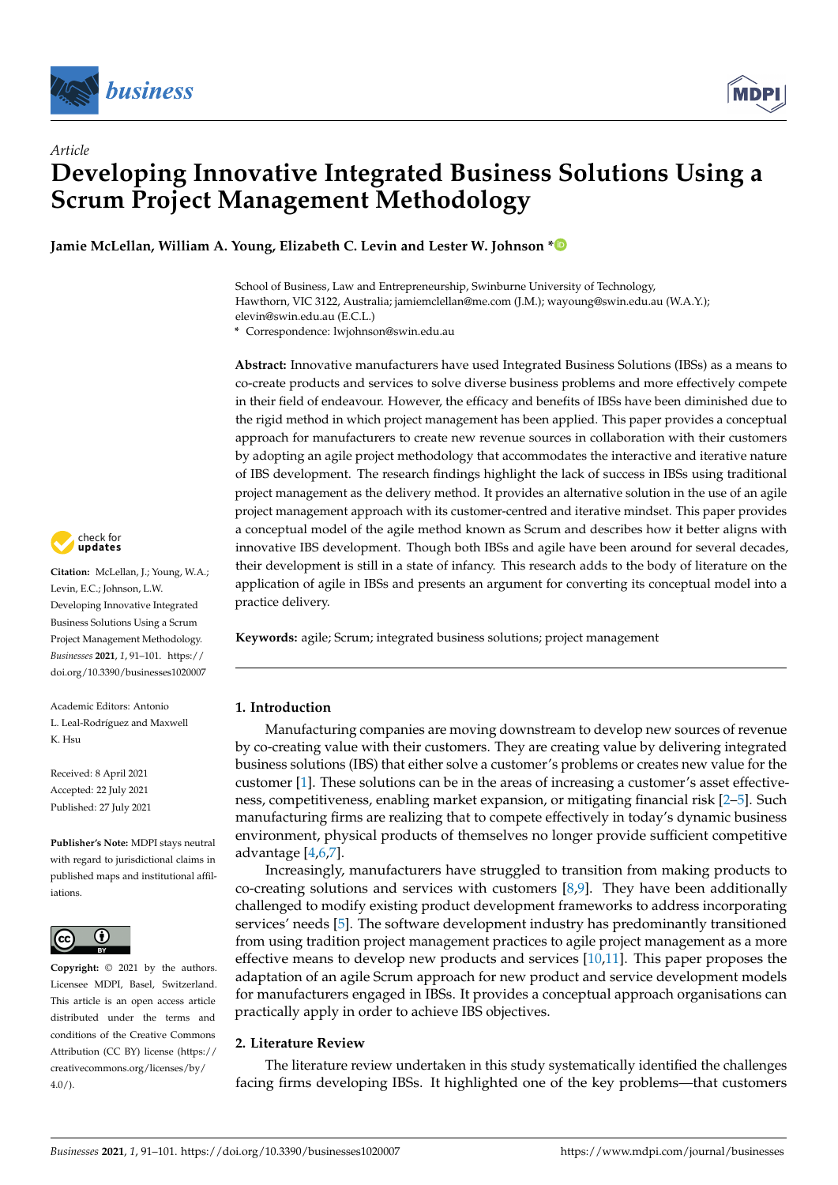*Article*

# Developing Innovative Integrated Business Solutions Using a Scrum Project Management Methodology

**Jamie McLellan, William A. Young, Elizabeth C. Levin and Lester W. Johnson ***

School of Business, Law and Entrepreneurship, Swinburne University of Technology, Hawthorn, VIC 3122, Australia; jamiemclellan@me.com (J.M.); wayoung@swin.edu.au (W.A.Y.); elevin@swin.edu.au (E.C.L.)
* Correspondence: lwjohnson@swin.edu.au

**Abstract:** Innovative manufacturers have used Integrated Business Solutions (IBSs) as a means to co-create products and services to solve diverse business problems and more effectively compete in their field of endeavour. However, the efficacy and benefits of IBSs have been diminished due to the rigid method in which project management has been applied. This paper provides a conceptual approach for manufacturers to create new revenue sources in collaboration with their customers by adopting an agile project methodology that accommodates the interactive and iterative nature of IBS development. The research findings highlight the lack of success in IBSs using traditional project management as the delivery method. It provides an alternative solution in the use of an agile project management approach with its customer-centred and iterative mindset. This paper provides a conceptual model of the agile method known as Scrum and describes how it better aligns with innovative IBS development. Though both IBSs and agile have been around for several decades, their development is still in a state of infancy. This research adds to the body of literature on the application of agile in IBSs and presents an argument for converting its conceptual model into a practice delivery.

**Keywords:** agile; Scrum; integrated business solutions; project management

**Citation:** McLellan, J.; Young, W.A.; Levin, E.C.; Johnson, L.W. Developing Innovative Integrated Business Solutions Using a Scrum Project Management Methodology. *Businesses* **2021**, *1*, 91–101. https://doi.org/10.3390/businesses1020007

Academic Editors: Antonio L. Leal-Rodríguez and Maxwell K. Hsu

Received: 8 April 2021
Accepted: 22 July 2021
Published: 27 July 2021

**Publisher's Note:** MDPI stays neutral with regard to jurisdictional claims in published maps and institutional affiliations.

**Copyright:** © 2021 by the authors. Licensee MDPI, Basel, Switzerland. This article is an open access article distributed under the terms and conditions of the Creative Commons Attribution (CC BY) license (https://creativecommons.org/licenses/by/4.0/).

## 1. Introduction

Manufacturing companies are moving downstream to develop new sources of revenue by co-creating value with their customers. They are creating value by delivering integrated business solutions (IBS) that either solve a customer's problems or creates new value for the customer [1]. These solutions can be in the areas of increasing a customer's asset effectiveness, competitiveness, enabling market expansion, or mitigating financial risk [2–5]. Such manufacturing firms are realizing that to compete effectively in today's dynamic business environment, physical products of themselves no longer provide sufficient competitive advantage [4,6,7].

Increasingly, manufacturers have struggled to transition from making products to co-creating solutions and services with customers [8,9]. They have been additionally challenged to modify existing product development frameworks to address incorporating services' needs [5]. The software development industry has predominantly transitioned from using tradition project management practices to agile project management as a more effective means to develop new products and services [10,11]. This paper proposes the adaptation of an agile Scrum approach for new product and service development models for manufacturers engaged in IBSs. It provides a conceptual approach organisations can practically apply in order to achieve IBS objectives.

## 2. Literature Review

The literature review undertaken in this study systematically identified the challenges facing firms developing IBSs. It highlighted one of the key problems—that customers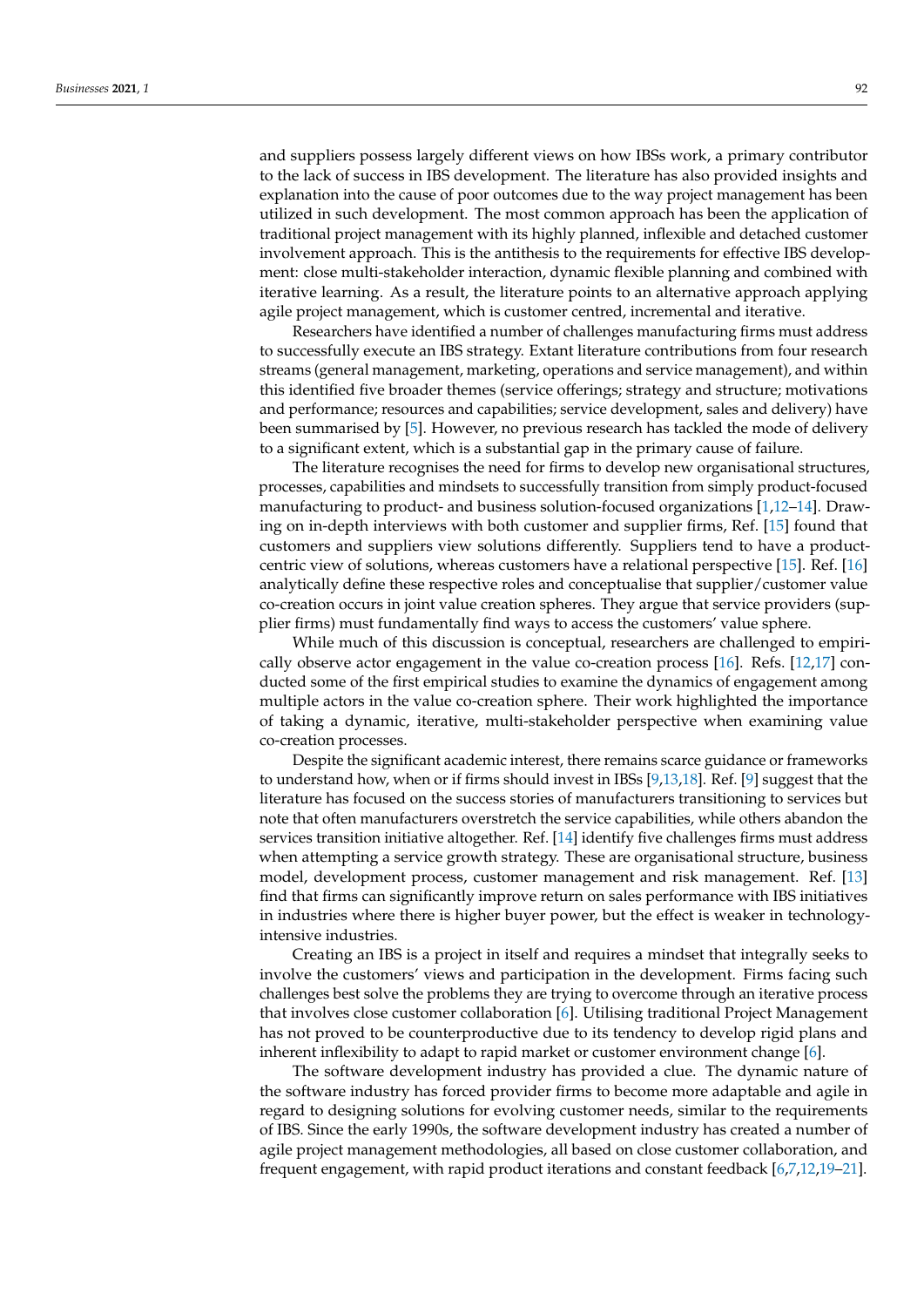and suppliers possess largely different views on how IBSs work, a primary contributor to the lack of success in IBS development. The literature has also provided insights and explanation into the cause of poor outcomes due to the way project management has been utilized in such development. The most common approach has been the application of traditional project management with its highly planned, inflexible and detached customer involvement approach. This is the antithesis to the requirements for effective IBS development: close multi-stakeholder interaction, dynamic flexible planning and combined with iterative learning. As a result, the literature points to an alternative approach applying agile project management, which is customer centred, incremental and iterative.

Researchers have identified a number of challenges manufacturing firms must address to successfully execute an IBS strategy. Extant literature contributions from four research streams (general management, marketing, operations and service management), and within this identified five broader themes (service offerings; strategy and structure; motivations and performance; resources and capabilities; service development, sales and delivery) have been summarised by [5]. However, no previous research has tackled the mode of delivery to a significant extent, which is a substantial gap in the primary cause of failure.

The literature recognises the need for firms to develop new organisational structures, processes, capabilities and mindsets to successfully transition from simply product-focused manufacturing to product- and business solution-focused organizations [1,12–14]. Drawing on in-depth interviews with both customer and supplier firms, Ref. [15] found that customers and suppliers view solutions differently. Suppliers tend to have a product-centric view of solutions, whereas customers have a relational perspective [15]. Ref. [16] analytically define these respective roles and conceptualise that supplier/customer value co-creation occurs in joint value creation spheres. They argue that service providers (supplier firms) must fundamentally find ways to access the customers' value sphere.

While much of this discussion is conceptual, researchers are challenged to empirically observe actor engagement in the value co-creation process [16]. Refs. [12,17] conducted some of the first empirical studies to examine the dynamics of engagement among multiple actors in the value co-creation sphere. Their work highlighted the importance of taking a dynamic, iterative, multi-stakeholder perspective when examining value co-creation processes.

Despite the significant academic interest, there remains scarce guidance or frameworks to understand how, when or if firms should invest in IBSs [9,13,18]. Ref. [9] suggest that the literature has focused on the success stories of manufacturers transitioning to services but note that often manufacturers overstretch the service capabilities, while others abandon the services transition initiative altogether. Ref. [14] identify five challenges firms must address when attempting a service growth strategy. These are organisational structure, business model, development process, customer management and risk management. Ref. [13] find that firms can significantly improve return on sales performance with IBS initiatives in industries where there is higher buyer power, but the effect is weaker in technology-intensive industries.

Creating an IBS is a project in itself and requires a mindset that integrally seeks to involve the customers' views and participation in the development. Firms facing such challenges best solve the problems they are trying to overcome through an iterative process that involves close customer collaboration [6]. Utilising traditional Project Management has not proved to be counterproductive due to its tendency to develop rigid plans and inherent inflexibility to adapt to rapid market or customer environment change [6].

The software development industry has provided a clue. The dynamic nature of the software industry has forced provider firms to become more adaptable and agile in regard to designing solutions for evolving customer needs, similar to the requirements of IBS. Since the early 1990s, the software development industry has created a number of agile project management methodologies, all based on close customer collaboration, and frequent engagement, with rapid product iterations and constant feedback [6,7,12,19–21].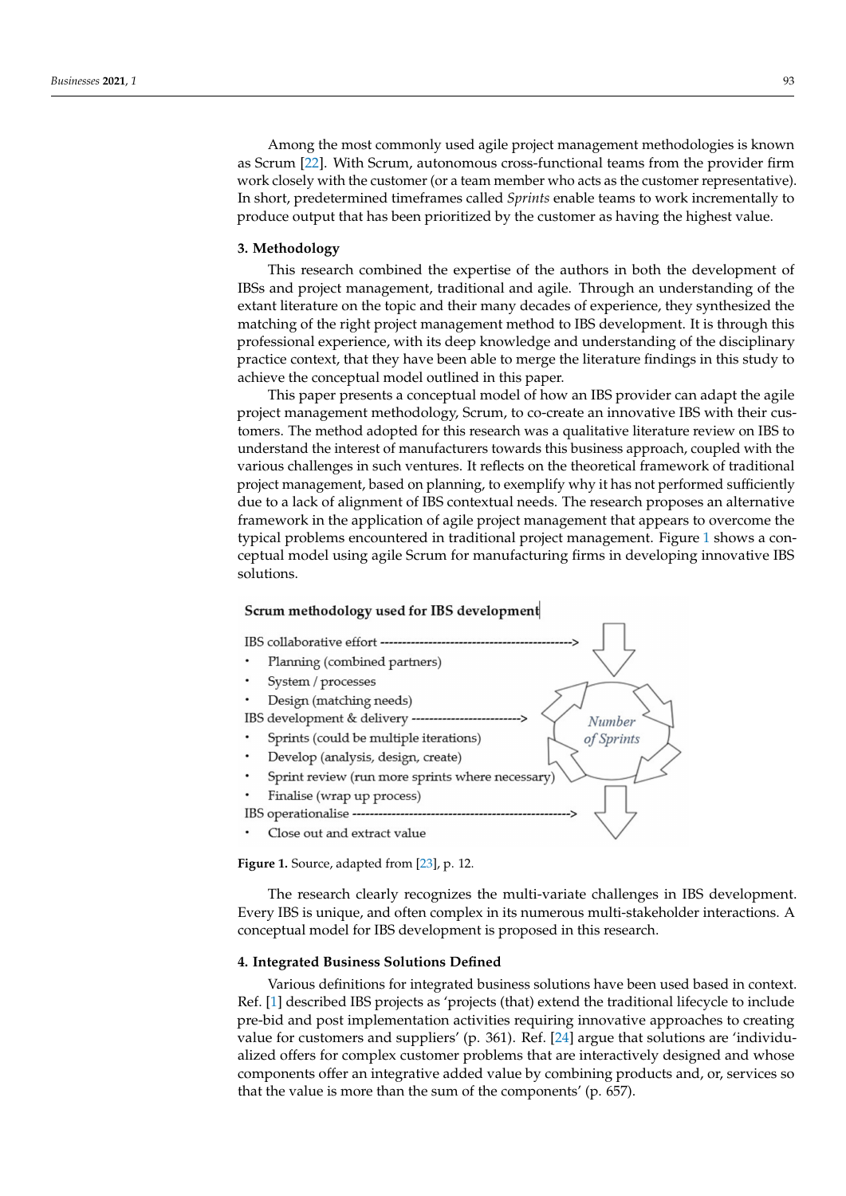Among the most commonly used agile project management methodologies is known as Scrum [22]. With Scrum, autonomous cross-functional teams from the provider firm work closely with the customer (or a team member who acts as the customer representative). In short, predetermined timeframes called *Sprints* enable teams to work incrementally to produce output that has been prioritized by the customer as having the highest value.

## 3. Methodology

This research combined the expertise of the authors in both the development of IBSs and project management, traditional and agile. Through an understanding of the extant literature on the topic and their many decades of experience, they synthesized the matching of the right project management method to IBS development. It is through this professional experience, with its deep knowledge and understanding of the disciplinary practice context, that they have been able to merge the literature findings in this study to achieve the conceptual model outlined in this paper.

This paper presents a conceptual model of how an IBS provider can adapt the agile project management methodology, Scrum, to co-create an innovative IBS with their customers. The method adopted for this research was a qualitative literature review on IBS to understand the interest of manufacturers towards this business approach, coupled with the various challenges in such ventures. It reflects on the theoretical framework of traditional project management, based on planning, to exemplify why it has not performed sufficiently due to a lack of alignment of IBS contextual needs. The research proposes an alternative framework in the application of agile project management that appears to overcome the typical problems encountered in traditional project management. Figure 1 shows a conceptual model using agile Scrum for manufacturing firms in developing innovative IBS solutions.

**Scrum methodology used for IBS development**

IBS collaborative effort ------------------------------------------->
- Planning (combined partners)
- System / processes
- Design (matching needs)

IBS development & delivery ------------------------>
- Sprints (could be multiple iterations)
- Develop (analysis, design, create)
- Sprint review (run more sprints where necessary)
- Finalise (wrap up process)

IBS operationalise ------------------------------------------------->
- Close out and extract value

*Number of Sprints*

**Figure 1.** Source, adapted from [23], p. 12.

The research clearly recognizes the multi-variate challenges in IBS development. Every IBS is unique, and often complex in its numerous multi-stakeholder interactions. A conceptual model for IBS development is proposed in this research.

## 4. Integrated Business Solutions Defined

Various definitions for integrated business solutions have been used based in context. Ref. [1] described IBS projects as 'projects (that) extend the traditional lifecycle to include pre-bid and post implementation activities requiring innovative approaches to creating value for customers and suppliers' (p. 361). Ref. [24] argue that solutions are 'individualized offers for complex customer problems that are interactively designed and whose components offer an integrative added value by combining products and, or, services so that the value is more than the sum of the components' (p. 657).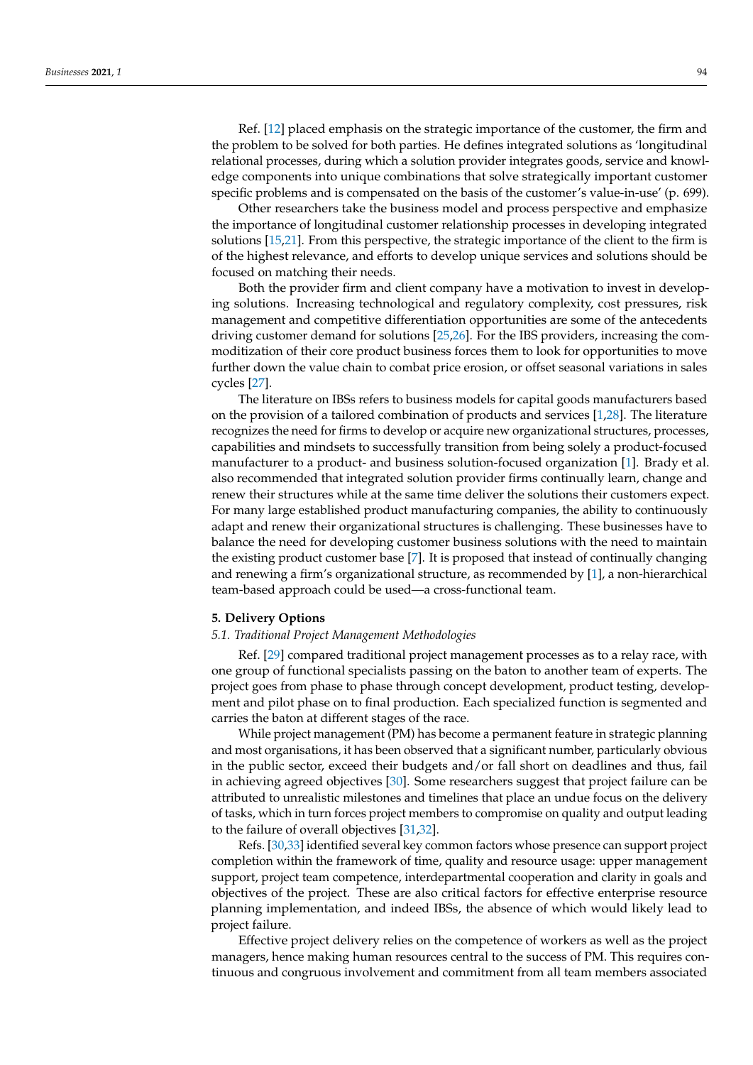Ref. [12] placed emphasis on the strategic importance of the customer, the firm and the problem to be solved for both parties. He defines integrated solutions as 'longitudinal relational processes, during which a solution provider integrates goods, service and knowledge components into unique combinations that solve strategically important customer specific problems and is compensated on the basis of the customer's value-in-use' (p. 699).

Other researchers take the business model and process perspective and emphasize the importance of longitudinal customer relationship processes in developing integrated solutions [15,21]. From this perspective, the strategic importance of the client to the firm is of the highest relevance, and efforts to develop unique services and solutions should be focused on matching their needs.

Both the provider firm and client company have a motivation to invest in developing solutions. Increasing technological and regulatory complexity, cost pressures, risk management and competitive differentiation opportunities are some of the antecedents driving customer demand for solutions [25,26]. For the IBS providers, increasing the commoditization of their core product business forces them to look for opportunities to move further down the value chain to combat price erosion, or offset seasonal variations in sales cycles [27].

The literature on IBSs refers to business models for capital goods manufacturers based on the provision of a tailored combination of products and services [1,28]. The literature recognizes the need for firms to develop or acquire new organizational structures, processes, capabilities and mindsets to successfully transition from being solely a product-focused manufacturer to a product- and business solution-focused organization [1]. Brady et al. also recommended that integrated solution provider firms continually learn, change and renew their structures while at the same time deliver the solutions their customers expect. For many large established product manufacturing companies, the ability to continuously adapt and renew their organizational structures is challenging. These businesses have to balance the need for developing customer business solutions with the need to maintain the existing product customer base [7]. It is proposed that instead of continually changing and renewing a firm's organizational structure, as recommended by [1], a non-hierarchical team-based approach could be used—a cross-functional team.

## 5. Delivery Options

### *5.1. Traditional Project Management Methodologies*

Ref. [29] compared traditional project management processes as to a relay race, with one group of functional specialists passing on the baton to another team of experts. The project goes from phase to phase through concept development, product testing, development and pilot phase on to final production. Each specialized function is segmented and carries the baton at different stages of the race.

While project management (PM) has become a permanent feature in strategic planning and most organisations, it has been observed that a significant number, particularly obvious in the public sector, exceed their budgets and/or fall short on deadlines and thus, fail in achieving agreed objectives [30]. Some researchers suggest that project failure can be attributed to unrealistic milestones and timelines that place an undue focus on the delivery of tasks, which in turn forces project members to compromise on quality and output leading to the failure of overall objectives [31,32].

Refs. [30,33] identified several key common factors whose presence can support project completion within the framework of time, quality and resource usage: upper management support, project team competence, interdepartmental cooperation and clarity in goals and objectives of the project. These are also critical factors for effective enterprise resource planning implementation, and indeed IBSs, the absence of which would likely lead to project failure.

Effective project delivery relies on the competence of workers as well as the project managers, hence making human resources central to the success of PM. This requires continuous and congruous involvement and commitment from all team members associated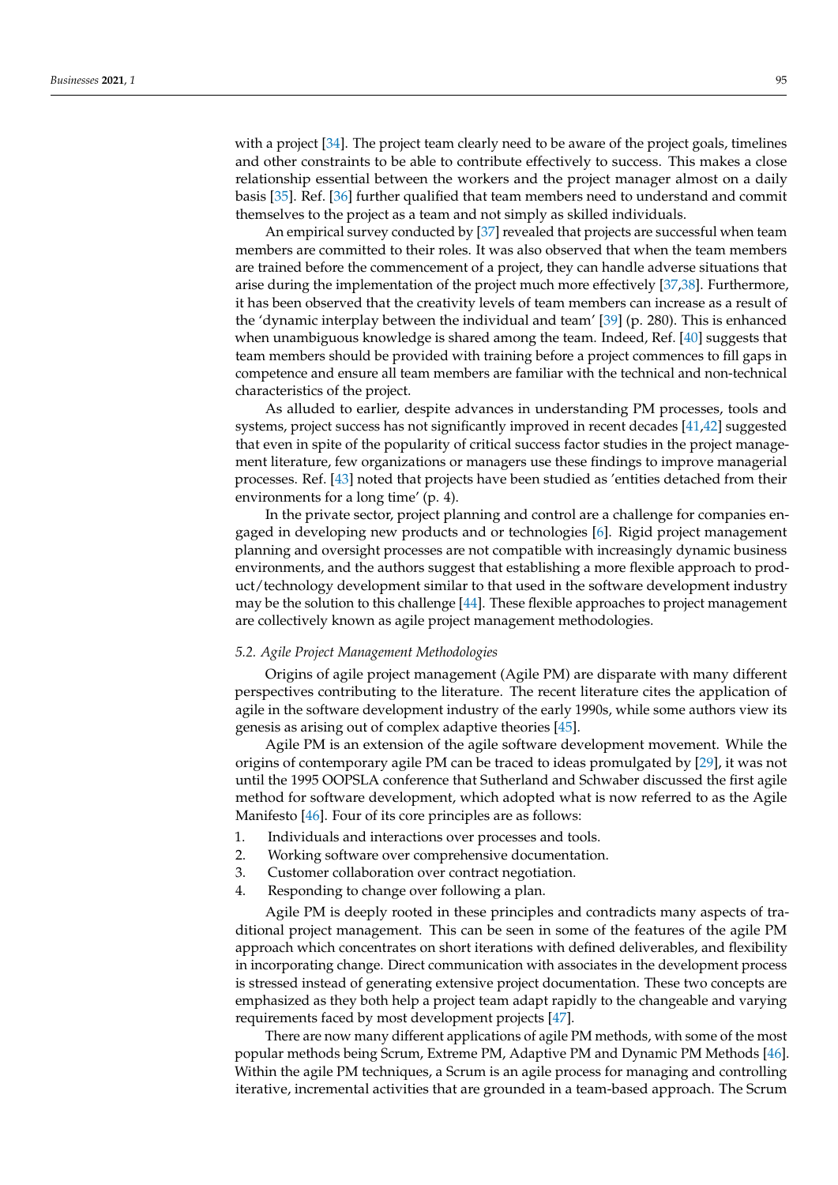with a project [34]. The project team clearly need to be aware of the project goals, timelines and other constraints to be able to contribute effectively to success. This makes a close relationship essential between the workers and the project manager almost on a daily basis [35]. Ref. [36] further qualified that team members need to understand and commit themselves to the project as a team and not simply as skilled individuals.

An empirical survey conducted by [37] revealed that projects are successful when team members are committed to their roles. It was also observed that when the team members are trained before the commencement of a project, they can handle adverse situations that arise during the implementation of the project much more effectively [37,38]. Furthermore, it has been observed that the creativity levels of team members can increase as a result of the 'dynamic interplay between the individual and team' [39] (p. 280). This is enhanced when unambiguous knowledge is shared among the team. Indeed, Ref. [40] suggests that team members should be provided with training before a project commences to fill gaps in competence and ensure all team members are familiar with the technical and non-technical characteristics of the project.

As alluded to earlier, despite advances in understanding PM processes, tools and systems, project success has not significantly improved in recent decades [41,42] suggested that even in spite of the popularity of critical success factor studies in the project management literature, few organizations or managers use these findings to improve managerial processes. Ref. [43] noted that projects have been studied as 'entities detached from their environments for a long time' (p. 4).

In the private sector, project planning and control are a challenge for companies engaged in developing new products and or technologies [6]. Rigid project management planning and oversight processes are not compatible with increasingly dynamic business environments, and the authors suggest that establishing a more flexible approach to product/technology development similar to that used in the software development industry may be the solution to this challenge [44]. These flexible approaches to project management are collectively known as agile project management methodologies.

### 5.2. Agile Project Management Methodologies

Origins of agile project management (Agile PM) are disparate with many different perspectives contributing to the literature. The recent literature cites the application of agile in the software development industry of the early 1990s, while some authors view its genesis as arising out of complex adaptive theories [45].

Agile PM is an extension of the agile software development movement. While the origins of contemporary agile PM can be traced to ideas promulgated by [29], it was not until the 1995 OOPSLA conference that Sutherland and Schwaber discussed the first agile method for software development, which adopted what is now referred to as the Agile Manifesto [46]. Four of its core principles are as follows:

1. Individuals and interactions over processes and tools.
2. Working software over comprehensive documentation.
3. Customer collaboration over contract negotiation.
4. Responding to change over following a plan.

Agile PM is deeply rooted in these principles and contradicts many aspects of traditional project management. This can be seen in some of the features of the agile PM approach which concentrates on short iterations with defined deliverables, and flexibility in incorporating change. Direct communication with associates in the development process is stressed instead of generating extensive project documentation. These two concepts are emphasized as they both help a project team adapt rapidly to the changeable and varying requirements faced by most development projects [47].

There are now many different applications of agile PM methods, with some of the most popular methods being Scrum, Extreme PM, Adaptive PM and Dynamic PM Methods [46]. Within the agile PM techniques, a Scrum is an agile process for managing and controlling iterative, incremental activities that are grounded in a team-based approach. The Scrum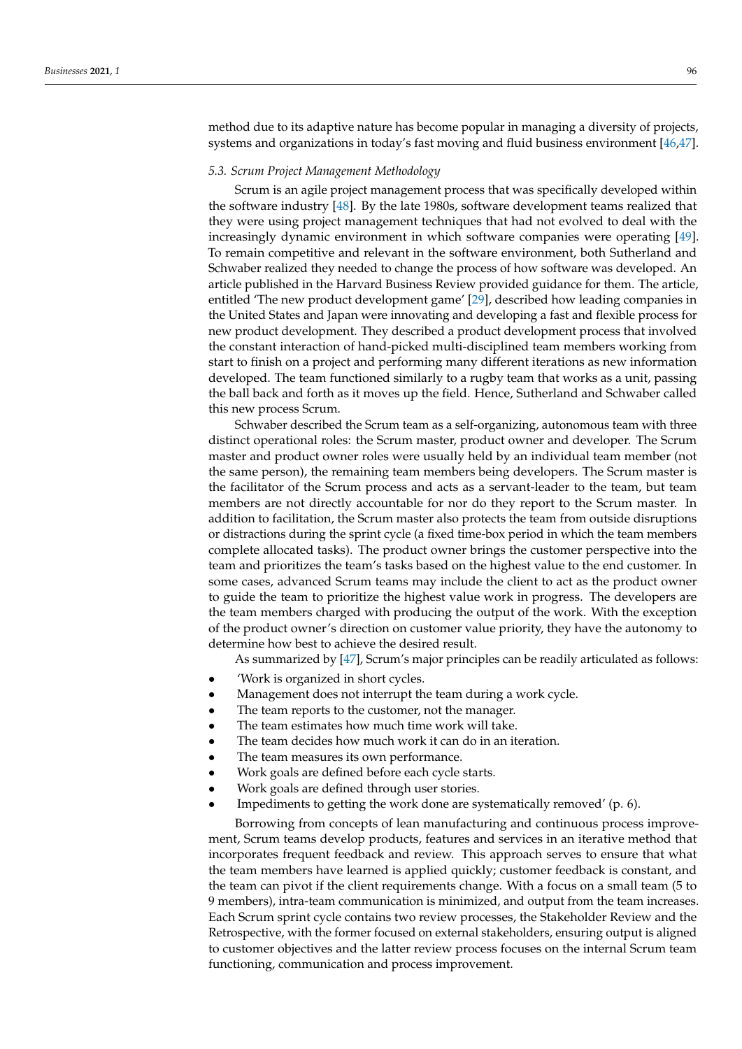method due to its adaptive nature has become popular in managing a diversity of projects, systems and organizations in today's fast moving and fluid business environment [46,47].

### 5.3. Scrum Project Management Methodology

Scrum is an agile project management process that was specifically developed within the software industry [48]. By the late 1980s, software development teams realized that they were using project management techniques that had not evolved to deal with the increasingly dynamic environment in which software companies were operating [49]. To remain competitive and relevant in the software environment, both Sutherland and Schwaber realized they needed to change the process of how software was developed. An article published in the Harvard Business Review provided guidance for them. The article, entitled 'The new product development game' [29], described how leading companies in the United States and Japan were innovating and developing a fast and flexible process for new product development. They described a product development process that involved the constant interaction of hand-picked multi-disciplined team members working from start to finish on a project and performing many different iterations as new information developed. The team functioned similarly to a rugby team that works as a unit, passing the ball back and forth as it moves up the field. Hence, Sutherland and Schwaber called this new process Scrum.

Schwaber described the Scrum team as a self-organizing, autonomous team with three distinct operational roles: the Scrum master, product owner and developer. The Scrum master and product owner roles were usually held by an individual team member (not the same person), the remaining team members being developers. The Scrum master is the facilitator of the Scrum process and acts as a servant-leader to the team, but team members are not directly accountable for nor do they report to the Scrum master. In addition to facilitation, the Scrum master also protects the team from outside disruptions or distractions during the sprint cycle (a fixed time-box period in which the team members complete allocated tasks). The product owner brings the customer perspective into the team and prioritizes the team's tasks based on the highest value to the end customer. In some cases, advanced Scrum teams may include the client to act as the product owner to guide the team to prioritize the highest value work in progress. The developers are the team members charged with producing the output of the work. With the exception of the product owner's direction on customer value priority, they have the autonomy to determine how best to achieve the desired result.

As summarized by [47], Scrum's major principles can be readily articulated as follows:

- 'Work is organized in short cycles.
- Management does not interrupt the team during a work cycle.
- The team reports to the customer, not the manager.
- The team estimates how much time work will take.
- The team decides how much work it can do in an iteration.
- The team measures its own performance.
- Work goals are defined before each cycle starts.
- Work goals are defined through user stories.
- Impediments to getting the work done are systematically removed' (p. 6).

Borrowing from concepts of lean manufacturing and continuous process improvement, Scrum teams develop products, features and services in an iterative method that incorporates frequent feedback and review. This approach serves to ensure that what the team members have learned is applied quickly; customer feedback is constant, and the team can pivot if the client requirements change. With a focus on a small team (5 to 9 members), intra-team communication is minimized, and output from the team increases. Each Scrum sprint cycle contains two review processes, the Stakeholder Review and the Retrospective, with the former focused on external stakeholders, ensuring output is aligned to customer objectives and the latter review process focuses on the internal Scrum team functioning, communication and process improvement.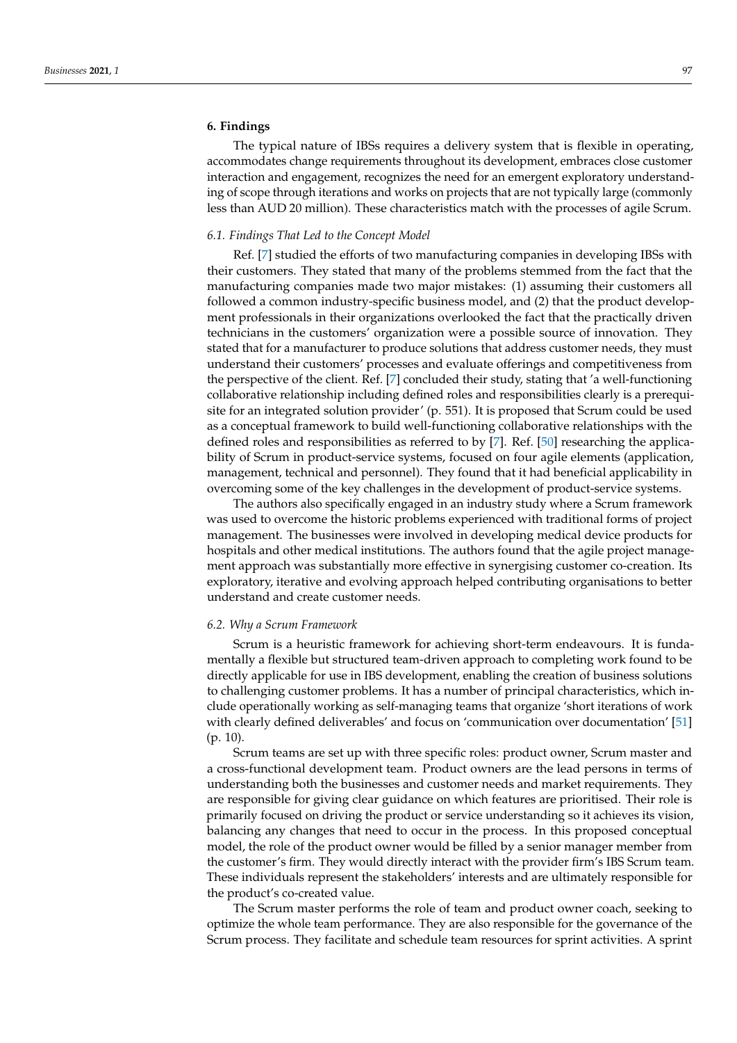## 6. Findings

The typical nature of IBSs requires a delivery system that is flexible in operating, accommodates change requirements throughout its development, embraces close customer interaction and engagement, recognizes the need for an emergent exploratory understanding of scope through iterations and works on projects that are not typically large (commonly less than AUD 20 million). These characteristics match with the processes of agile Scrum.

### *6.1. Findings That Led to the Concept Model*

Ref. [7] studied the efforts of two manufacturing companies in developing IBSs with their customers. They stated that many of the problems stemmed from the fact that the manufacturing companies made two major mistakes: (1) assuming their customers all followed a common industry-specific business model, and (2) that the product development professionals in their organizations overlooked the fact that the practically driven technicians in the customers' organization were a possible source of innovation. They stated that for a manufacturer to produce solutions that address customer needs, they must understand their customers' processes and evaluate offerings and competitiveness from the perspective of the client. Ref. [7] concluded their study, stating that 'a well-functioning collaborative relationship including defined roles and responsibilities clearly is a prerequisite for an integrated solution provider' (p. 551). It is proposed that Scrum could be used as a conceptual framework to build well-functioning collaborative relationships with the defined roles and responsibilities as referred to by [7]. Ref. [50] researching the applicability of Scrum in product-service systems, focused on four agile elements (application, management, technical and personnel). They found that it had beneficial applicability in overcoming some of the key challenges in the development of product-service systems.

The authors also specifically engaged in an industry study where a Scrum framework was used to overcome the historic problems experienced with traditional forms of project management. The businesses were involved in developing medical device products for hospitals and other medical institutions. The authors found that the agile project management approach was substantially more effective in synergising customer co-creation. Its exploratory, iterative and evolving approach helped contributing organisations to better understand and create customer needs.

### *6.2. Why a Scrum Framework*

Scrum is a heuristic framework for achieving short-term endeavours. It is fundamentally a flexible but structured team-driven approach to completing work found to be directly applicable for use in IBS development, enabling the creation of business solutions to challenging customer problems. It has a number of principal characteristics, which include operationally working as self-managing teams that organize 'short iterations of work with clearly defined deliverables' and focus on 'communication over documentation' [51] (p. 10).

Scrum teams are set up with three specific roles: product owner, Scrum master and a cross-functional development team. Product owners are the lead persons in terms of understanding both the businesses and customer needs and market requirements. They are responsible for giving clear guidance on which features are prioritised. Their role is primarily focused on driving the product or service understanding so it achieves its vision, balancing any changes that need to occur in the process. In this proposed conceptual model, the role of the product owner would be filled by a senior manager member from the customer's firm. They would directly interact with the provider firm's IBS Scrum team. These individuals represent the stakeholders' interests and are ultimately responsible for the product's co-created value.

The Scrum master performs the role of team and product owner coach, seeking to optimize the whole team performance. They are also responsible for the governance of the Scrum process. They facilitate and schedule team resources for sprint activities. A sprint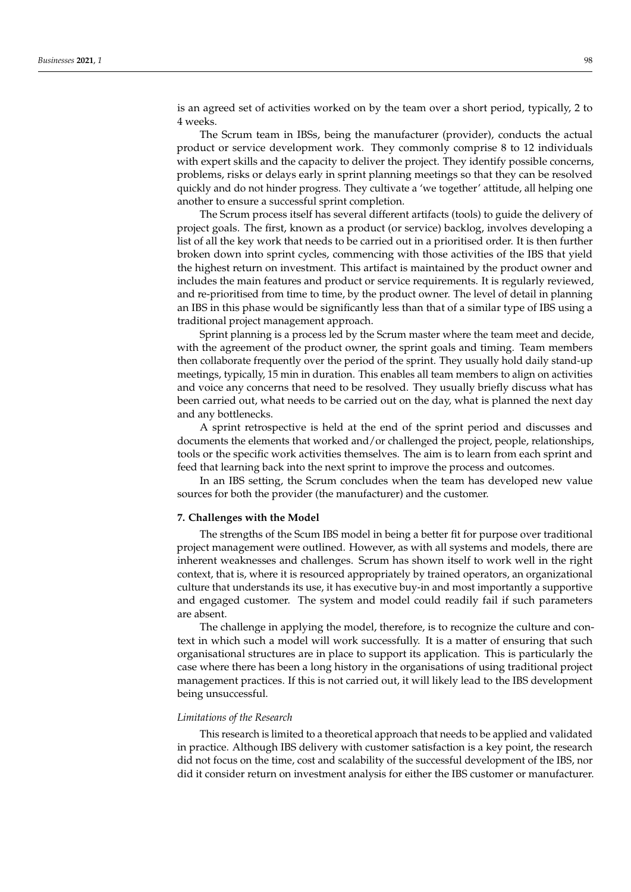is an agreed set of activities worked on by the team over a short period, typically, 2 to 4 weeks.

The Scrum team in IBSs, being the manufacturer (provider), conducts the actual product or service development work. They commonly comprise 8 to 12 individuals with expert skills and the capacity to deliver the project. They identify possible concerns, problems, risks or delays early in sprint planning meetings so that they can be resolved quickly and do not hinder progress. They cultivate a 'we together' attitude, all helping one another to ensure a successful sprint completion.

The Scrum process itself has several different artifacts (tools) to guide the delivery of project goals. The first, known as a product (or service) backlog, involves developing a list of all the key work that needs to be carried out in a prioritised order. It is then further broken down into sprint cycles, commencing with those activities of the IBS that yield the highest return on investment. This artifact is maintained by the product owner and includes the main features and product or service requirements. It is regularly reviewed, and re-prioritised from time to time, by the product owner. The level of detail in planning an IBS in this phase would be significantly less than that of a similar type of IBS using a traditional project management approach.

Sprint planning is a process led by the Scrum master where the team meet and decide, with the agreement of the product owner, the sprint goals and timing. Team members then collaborate frequently over the period of the sprint. They usually hold daily stand-up meetings, typically, 15 min in duration. This enables all team members to align on activities and voice any concerns that need to be resolved. They usually briefly discuss what has been carried out, what needs to be carried out on the day, what is planned the next day and any bottlenecks.

A sprint retrospective is held at the end of the sprint period and discusses and documents the elements that worked and/or challenged the project, people, relationships, tools or the specific work activities themselves. The aim is to learn from each sprint and feed that learning back into the next sprint to improve the process and outcomes.

In an IBS setting, the Scrum concludes when the team has developed new value sources for both the provider (the manufacturer) and the customer.

## 7. Challenges with the Model

The strengths of the Scum IBS model in being a better fit for purpose over traditional project management were outlined. However, as with all systems and models, there are inherent weaknesses and challenges. Scrum has shown itself to work well in the right context, that is, where it is resourced appropriately by trained operators, an organizational culture that understands its use, it has executive buy-in and most importantly a supportive and engaged customer. The system and model could readily fail if such parameters are absent.

The challenge in applying the model, therefore, is to recognize the culture and context in which such a model will work successfully. It is a matter of ensuring that such organisational structures are in place to support its application. This is particularly the case where there has been a long history in the organisations of using traditional project management practices. If this is not carried out, it will likely lead to the IBS development being unsuccessful.

### *Limitations of the Research*

This research is limited to a theoretical approach that needs to be applied and validated in practice. Although IBS delivery with customer satisfaction is a key point, the research did not focus on the time, cost and scalability of the successful development of the IBS, nor did it consider return on investment analysis for either the IBS customer or manufacturer.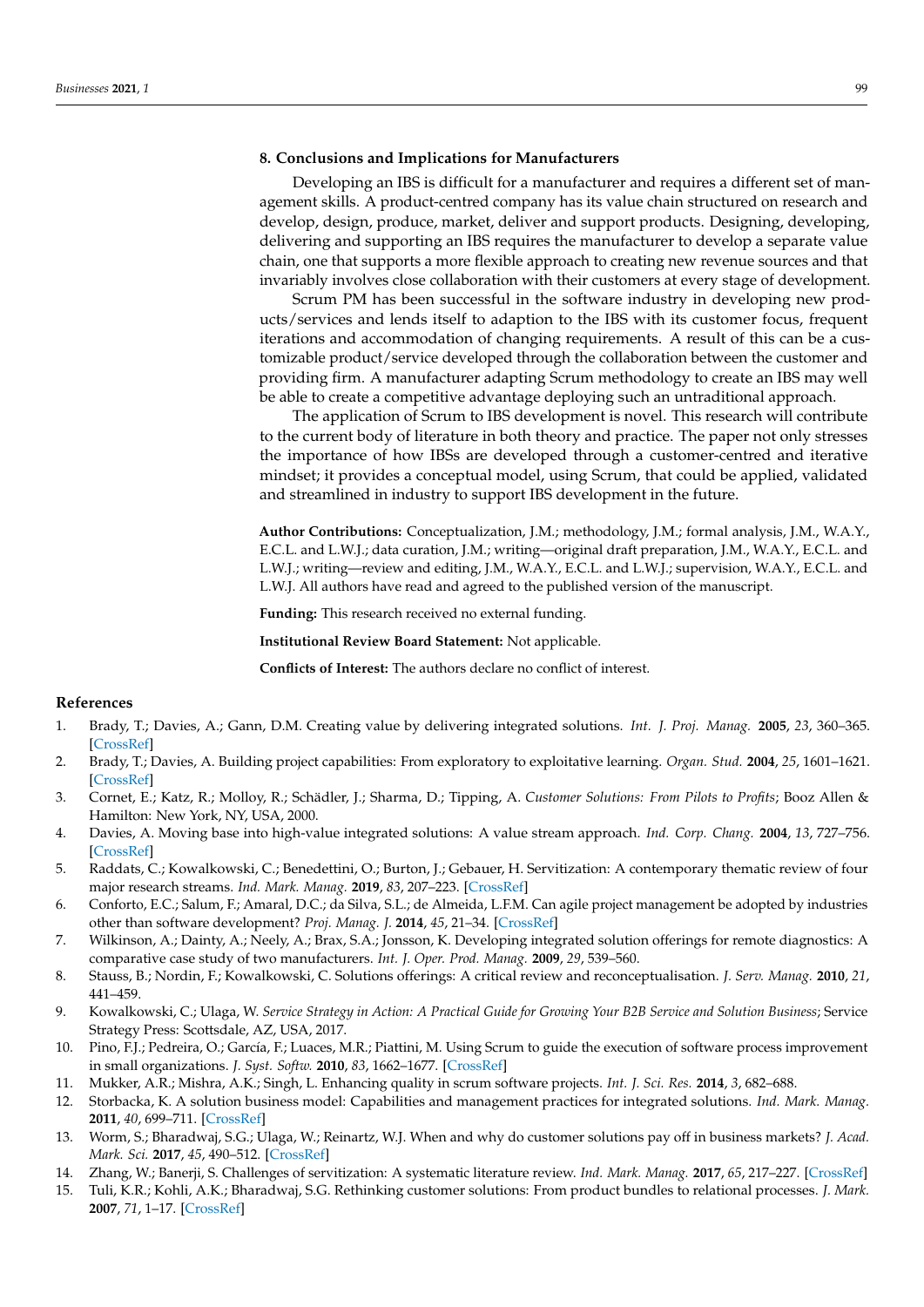## 8. Conclusions and Implications for Manufacturers

Developing an IBS is difficult for a manufacturer and requires a different set of management skills. A product-centred company has its value chain structured on research and develop, design, produce, market, deliver and support products. Designing, developing, delivering and supporting an IBS requires the manufacturer to develop a separate value chain, one that supports a more flexible approach to creating new revenue sources and that invariably involves close collaboration with their customers at every stage of development.

Scrum PM has been successful in the software industry in developing new products/services and lends itself to adaption to the IBS with its customer focus, frequent iterations and accommodation of changing requirements. A result of this can be a customizable product/service developed through the collaboration between the customer and providing firm. A manufacturer adapting Scrum methodology to create an IBS may well be able to create a competitive advantage deploying such an untraditional approach.

The application of Scrum to IBS development is novel. This research will contribute to the current body of literature in both theory and practice. The paper not only stresses the importance of how IBSs are developed through a customer-centred and iterative mindset; it provides a conceptual model, using Scrum, that could be applied, validated and streamlined in industry to support IBS development in the future.

**Author Contributions:** Conceptualization, J.M.; methodology, J.M.; formal analysis, J.M., W.A.Y., E.C.L. and L.W.J.; data curation, J.M.; writing—original draft preparation, J.M., W.A.Y., E.C.L. and L.W.J.; writing—review and editing, J.M., W.A.Y., E.C.L. and L.W.J.; supervision, W.A.Y., E.C.L. and L.W.J. All authors have read and agreed to the published version of the manuscript.

**Funding:** This research received no external funding.

**Institutional Review Board Statement:** Not applicable.

**Conflicts of Interest:** The authors declare no conflict of interest.

## References

1. Brady, T.; Davies, A.; Gann, D.M. Creating value by delivering integrated solutions. *Int. J. Proj. Manag.* **2005**, *23*, 360–365. [CrossRef]
2. Brady, T.; Davies, A. Building project capabilities: From exploratory to exploitative learning. *Organ. Stud.* **2004**, *25*, 1601–1621. [CrossRef]
3. Cornet, E.; Katz, R.; Molloy, R.; Schädler, J.; Sharma, D.; Tipping, A. *Customer Solutions: From Pilots to Profits*; Booz Allen & Hamilton: New York, NY, USA, 2000.
4. Davies, A. Moving base into high-value integrated solutions: A value stream approach. *Ind. Corp. Chang.* **2004**, *13*, 727–756. [CrossRef]
5. Raddats, C.; Kowalkowski, C.; Benedettini, O.; Burton, J.; Gebauer, H. Servitization: A contemporary thematic review of four major research streams. *Ind. Mark. Manag.* **2019**, *83*, 207–223. [CrossRef]
6. Conforto, E.C.; Salum, F.; Amaral, D.C.; da Silva, S.L.; de Almeida, L.F.M. Can agile project management be adopted by industries other than software development? *Proj. Manag. J.* **2014**, *45*, 21–34. [CrossRef]
7. Wilkinson, A.; Dainty, A.; Neely, A.; Brax, S.A.; Jonsson, K. Developing integrated solution offerings for remote diagnostics: A comparative case study of two manufacturers. *Int. J. Oper. Prod. Manag.* **2009**, *29*, 539–560.
8. Stauss, B.; Nordin, F.; Kowalkowski, C. Solutions offerings: A critical review and reconceptualisation. *J. Serv. Manag.* **2010**, *21*, 441–459.
9. Kowalkowski, C.; Ulaga, W. *Service Strategy in Action: A Practical Guide for Growing Your B2B Service and Solution Business*; Service Strategy Press: Scottsdale, AZ, USA, 2017.
10. Pino, F.J.; Pedreira, O.; García, F.; Luaces, M.R.; Piattini, M. Using Scrum to guide the execution of software process improvement in small organizations. *J. Syst. Softw.* **2010**, *83*, 1662–1677. [CrossRef]
11. Mukker, A.R.; Mishra, A.K.; Singh, L. Enhancing quality in scrum software projects. *Int. J. Sci. Res.* **2014**, *3*, 682–688.
12. Storbacka, K. A solution business model: Capabilities and management practices for integrated solutions. *Ind. Mark. Manag.* **2011**, *40*, 699–711. [CrossRef]
13. Worm, S.; Bharadwaj, S.G.; Ulaga, W.; Reinartz, W.J. When and why do customer solutions pay off in business markets? *J. Acad. Mark. Sci.* **2017**, *45*, 490–512. [CrossRef]
14. Zhang, W.; Banerji, S. Challenges of servitization: A systematic literature review. *Ind. Mark. Manag.* **2017**, *65*, 217–227. [CrossRef]
15. Tuli, K.R.; Kohli, A.K.; Bharadwaj, S.G. Rethinking customer solutions: From product bundles to relational processes. *J. Mark.* **2007**, *71*, 1–17. [CrossRef]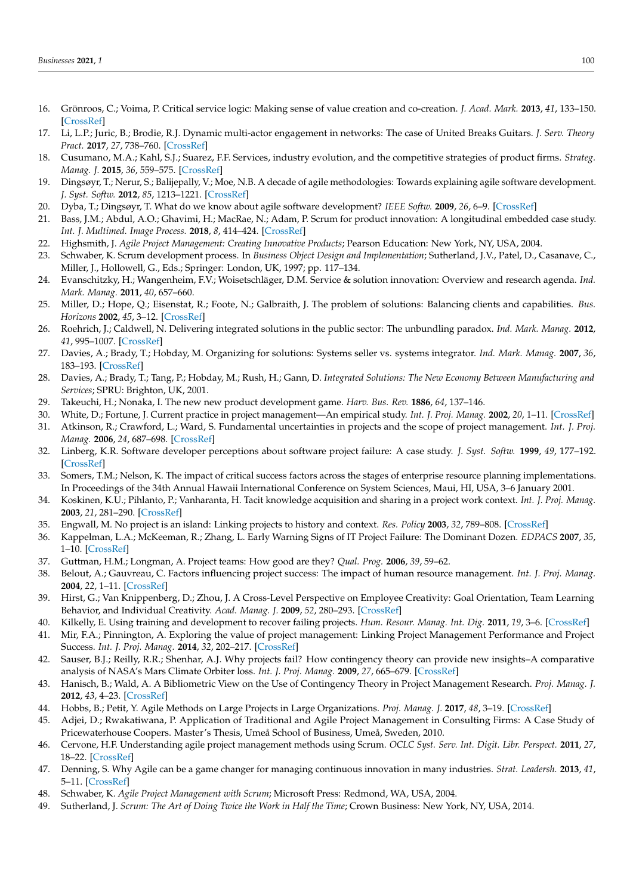16. Grönroos, C.; Voima, P. Critical service logic: Making sense of value creation and co-creation. *J. Acad. Mark.* **2013**, *41*, 133–150. [CrossRef]
17. Li, L.P.; Juric, B.; Brodie, R.J. Dynamic multi-actor engagement in networks: The case of United Breaks Guitars. *J. Serv. Theory Pract.* **2017**, *27*, 738–760. [CrossRef]
18. Cusumano, M.A.; Kahl, S.J.; Suarez, F.F. Services, industry evolution, and the competitive strategies of product firms. *Strateg. Manag. J.* **2015**, *36*, 559–575. [CrossRef]
19. Dingsøyr, T.; Nerur, S.; Balijepally, V.; Moe, N.B. A decade of agile methodologies: Towards explaining agile software development. *J. Syst. Softw.* **2012**, *85*, 1213–1221. [CrossRef]
20. Dyba, T.; Dingsøyr, T. What do we know about agile software development? *IEEE Softw.* **2009**, *26*, 6–9. [CrossRef]
21. Bass, J.M.; Abdul, A.O.; Ghavimi, H.; MacRae, N.; Adam, P. Scrum for product innovation: A longitudinal embedded case study. *Int. J. Multimed. Image Process.* **2018**, *8*, 414–424. [CrossRef]
22. Highsmith, J. *Agile Project Management: Creating Innovative Products*; Pearson Education: New York, NY, USA, 2004.
23. Schwaber, K. Scrum development process. In *Business Object Design and Implementation*; Sutherland, J.V., Patel, D., Casanave, C., Miller, J., Hollowell, G., Eds.; Springer: London, UK, 1997; pp. 117–134.
24. Evanschitzky, H.; Wangenheim, F.V.; Woisetschläger, D.M. Service & solution innovation: Overview and research agenda. *Ind. Mark. Manag.* **2011**, *40*, 657–660.
25. Miller, D.; Hope, Q.; Eisenstat, R.; Foote, N.; Galbraith, J. The problem of solutions: Balancing clients and capabilities. *Bus. Horizons* **2002**, *45*, 3–12. [CrossRef]
26. Roehrich, J.; Caldwell, N. Delivering integrated solutions in the public sector: The unbundling paradox. *Ind. Mark. Manag.* **2012**, *41*, 995–1007. [CrossRef]
27. Davies, A.; Brady, T.; Hobday, M. Organizing for solutions: Systems seller vs. systems integrator. *Ind. Mark. Manag.* **2007**, *36*, 183–193. [CrossRef]
28. Davies, A.; Brady, T.; Tang, P.; Hobday, M.; Rush, H.; Gann, D. *Integrated Solutions: The New Economy Between Manufacturing and Services*; SPRU: Brighton, UK, 2001.
29. Takeuchi, H.; Nonaka, I. The new new product development game. *Harv. Bus. Rev.* **1886**, *64*, 137–146.
30. White, D.; Fortune, J. Current practice in project management—An empirical study. *Int. J. Proj. Manag.* **2002**, *20*, 1–11. [CrossRef]
31. Atkinson, R.; Crawford, L.; Ward, S. Fundamental uncertainties in projects and the scope of project management. *Int. J. Proj. Manag.* **2006**, *24*, 687–698. [CrossRef]
32. Linberg, K.R. Software developer perceptions about software project failure: A case study. *J. Syst. Softw.* **1999**, *49*, 177–192. [CrossRef]
33. Somers, T.M.; Nelson, K. The impact of critical success factors across the stages of enterprise resource planning implementations. In Proceedings of the 34th Annual Hawaii International Conference on System Sciences, Maui, HI, USA, 3–6 January 2001.
34. Koskinen, K.U.; Pihlanto, P.; Vanharanta, H. Tacit knowledge acquisition and sharing in a project work context. *Int. J. Proj. Manag.* **2003**, *21*, 281–290. [CrossRef]
35. Engwall, M. No project is an island: Linking projects to history and context. *Res. Policy* **2003**, *32*, 789–808. [CrossRef]
36. Kappelman, L.A.; McKeeman, R.; Zhang, L. Early Warning Signs of IT Project Failure: The Dominant Dozen. *EDPACS* **2007**, *35*, 1–10. [CrossRef]
37. Guttman, H.M.; Longman, A. Project teams: How good are they? *Qual. Prog.* **2006**, *39*, 59–62.
38. Belout, A.; Gauvreau, C. Factors influencing project success: The impact of human resource management. *Int. J. Proj. Manag.* **2004**, *22*, 1–11. [CrossRef]
39. Hirst, G.; Van Knippenberg, D.; Zhou, J. A Cross-Level Perspective on Employee Creativity: Goal Orientation, Team Learning Behavior, and Individual Creativity. *Acad. Manag. J.* **2009**, *52*, 280–293. [CrossRef]
40. Kilkelly, E. Using training and development to recover failing projects. *Hum. Resour. Manag. Int. Dig.* **2011**, *19*, 3–6. [CrossRef]
41. Mir, F.A.; Pinnington, A. Exploring the value of project management: Linking Project Management Performance and Project Success. *Int. J. Proj. Manag.* **2014**, *32*, 202–217. [CrossRef]
42. Sauser, B.J.; Reilly, R.R.; Shenhar, A.J. Why projects fail? How contingency theory can provide new insights–A comparative analysis of NASA's Mars Climate Orbiter loss. *Int. J. Proj. Manag.* **2009**, *27*, 665–679. [CrossRef]
43. Hanisch, B.; Wald, A. A Bibliometric View on the Use of Contingency Theory in Project Management Research. *Proj. Manag. J.* **2012**, *43*, 4–23. [CrossRef]
44. Hobbs, B.; Petit, Y. Agile Methods on Large Projects in Large Organizations. *Proj. Manag. J.* **2017**, *48*, 3–19. [CrossRef]
45. Adjei, D.; Rwakatiwana, P. Application of Traditional and Agile Project Management in Consulting Firms: A Case Study of Pricewaterhouse Coopers. Master's Thesis, Umeå School of Business, Umeå, Sweden, 2010.
46. Cervone, H.F. Understanding agile project management methods using Scrum. *OCLC Syst. Serv. Int. Digit. Libr. Perspect.* **2011**, *27*, 18–22. [CrossRef]
47. Denning, S. Why Agile can be a game changer for managing continuous innovation in many industries. *Strat. Leadersh.* **2013**, *41*, 5–11. [CrossRef]
48. Schwaber, K. *Agile Project Management with Scrum*; Microsoft Press: Redmond, WA, USA, 2004.
49. Sutherland, J. *Scrum: The Art of Doing Twice the Work in Half the Time*; Crown Business: New York, NY, USA, 2014.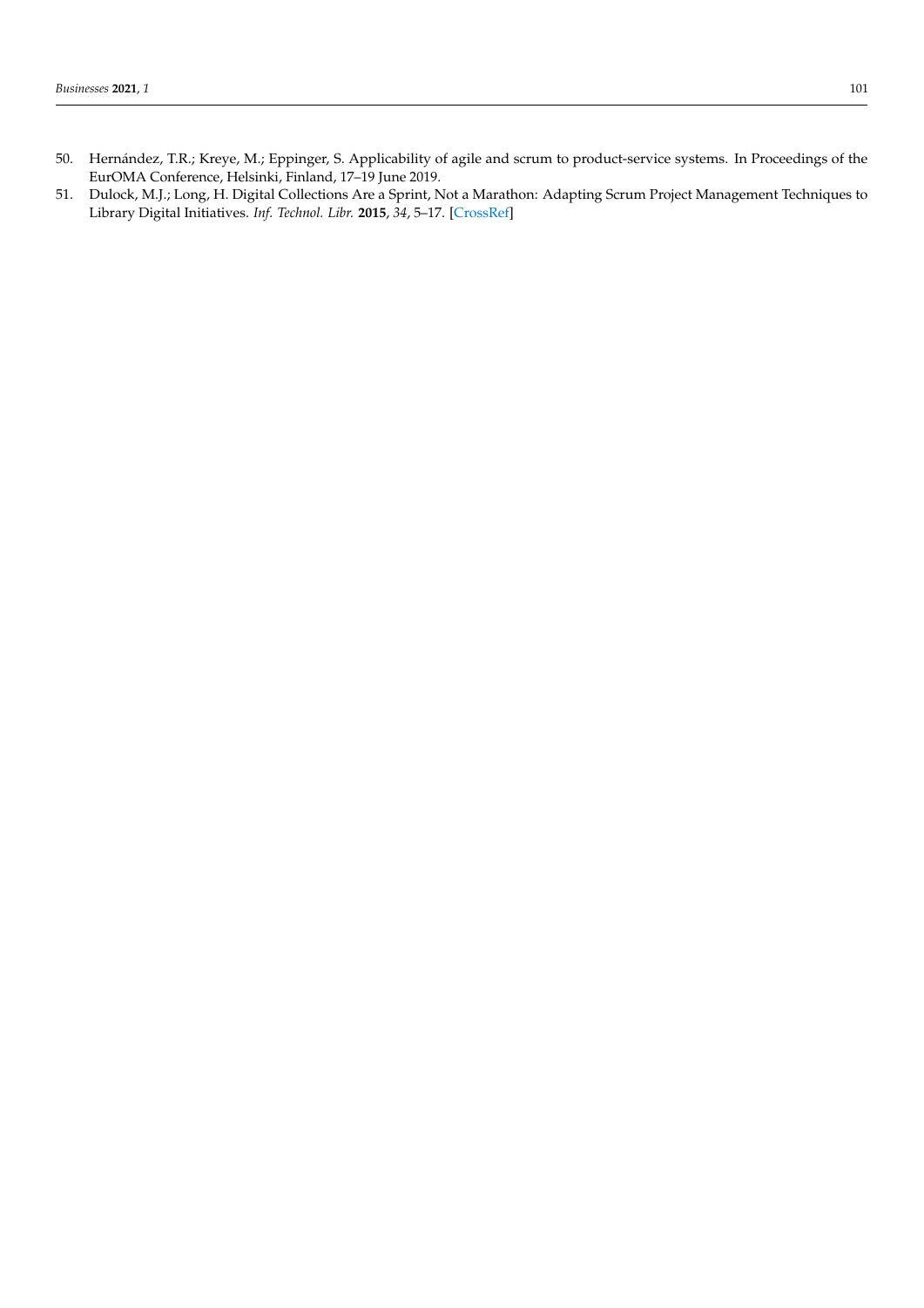50. Hernández, T.R.; Kreye, M.; Eppinger, S. Applicability of agile and scrum to product-service systems. In Proceedings of the EurOMA Conference, Helsinki, Finland, 17–19 June 2019.
51. Dulock, M.J.; Long, H. Digital Collections Are a Sprint, Not a Marathon: Adapting Scrum Project Management Techniques to Library Digital Initiatives. *Inf. Technol. Libr.* **2015**, *34*, 5–17. [CrossRef]